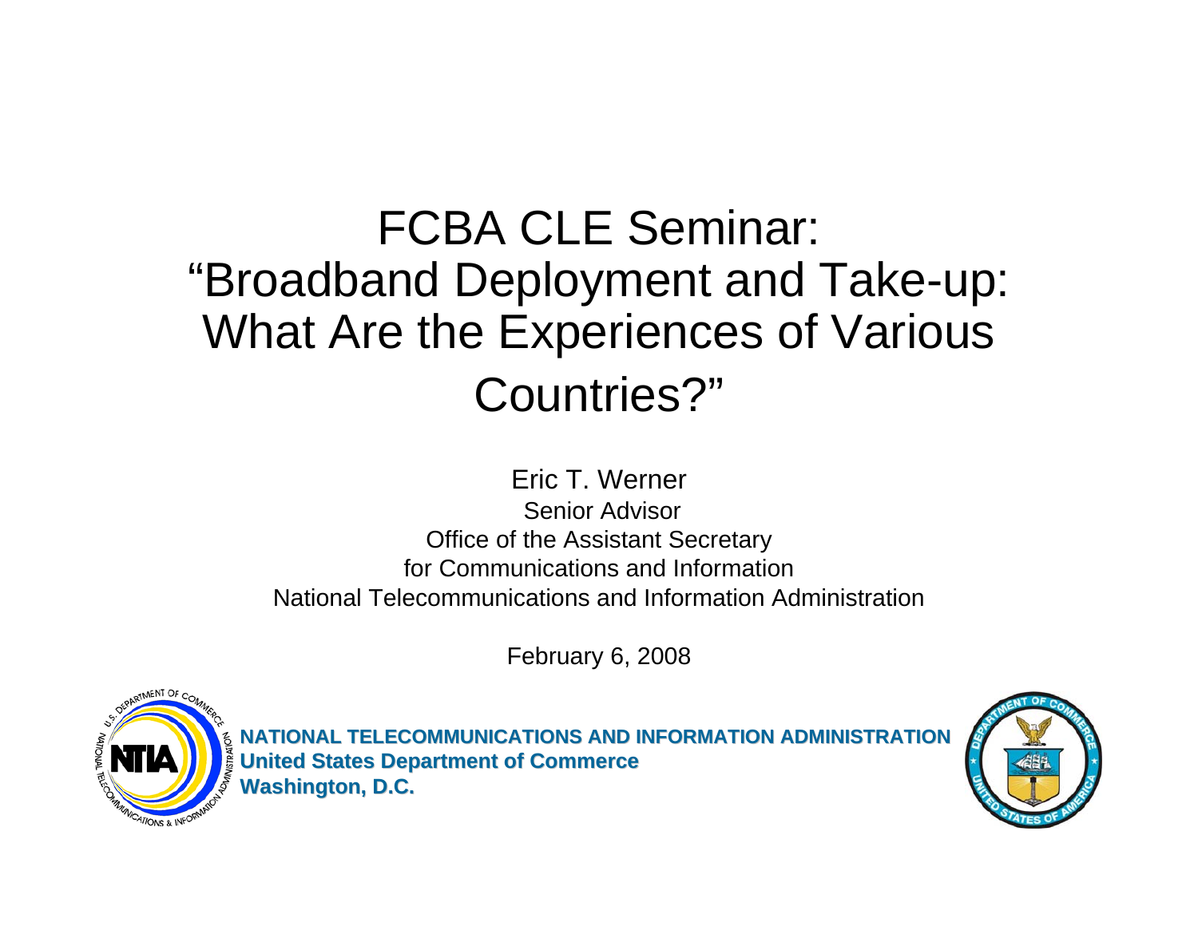# FCBA CLE Seminar: "Broadband Deployment and Take-up: What Are the Experiences of Various Countries?"

Eric T. Werner
Senior Advisor
Office of the Assistant Secretary
for Communications and Information
National Telecommunications and Information Administration

February 6, 2008

**NATIONAL TELECOMMUNICATIONS AND INFORMATION ADMINISTRATION**
**United States Department of Commerce**
**Washington, D.C.**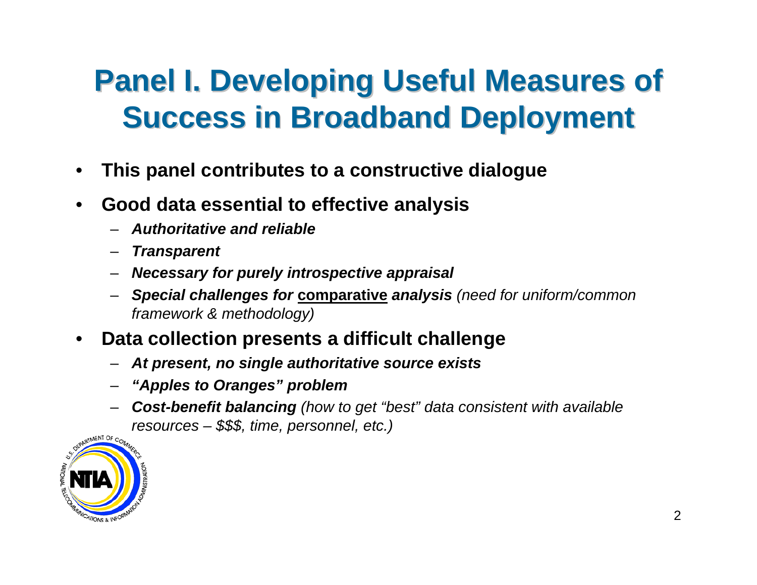# Panel I. Developing Useful Measures of Success in Broadband Deployment

- **This panel contributes to a constructive dialogue**
- **Good data essential to effective analysis**
  - ***Authoritative and reliable***
  - ***Transparent***
  - ***Necessary for purely introspective appraisal***
  - ***Special challenges for*** **comparative** ***analysis*** *(need for uniform/common framework & methodology)*
- **Data collection presents a difficult challenge**
  - ***At present, no single authoritative source exists***
  - ***"Apples to Oranges" problem***
  - ***Cost-benefit balancing*** *(how to get "best" data consistent with available resources – $$$, time, personnel, etc.)*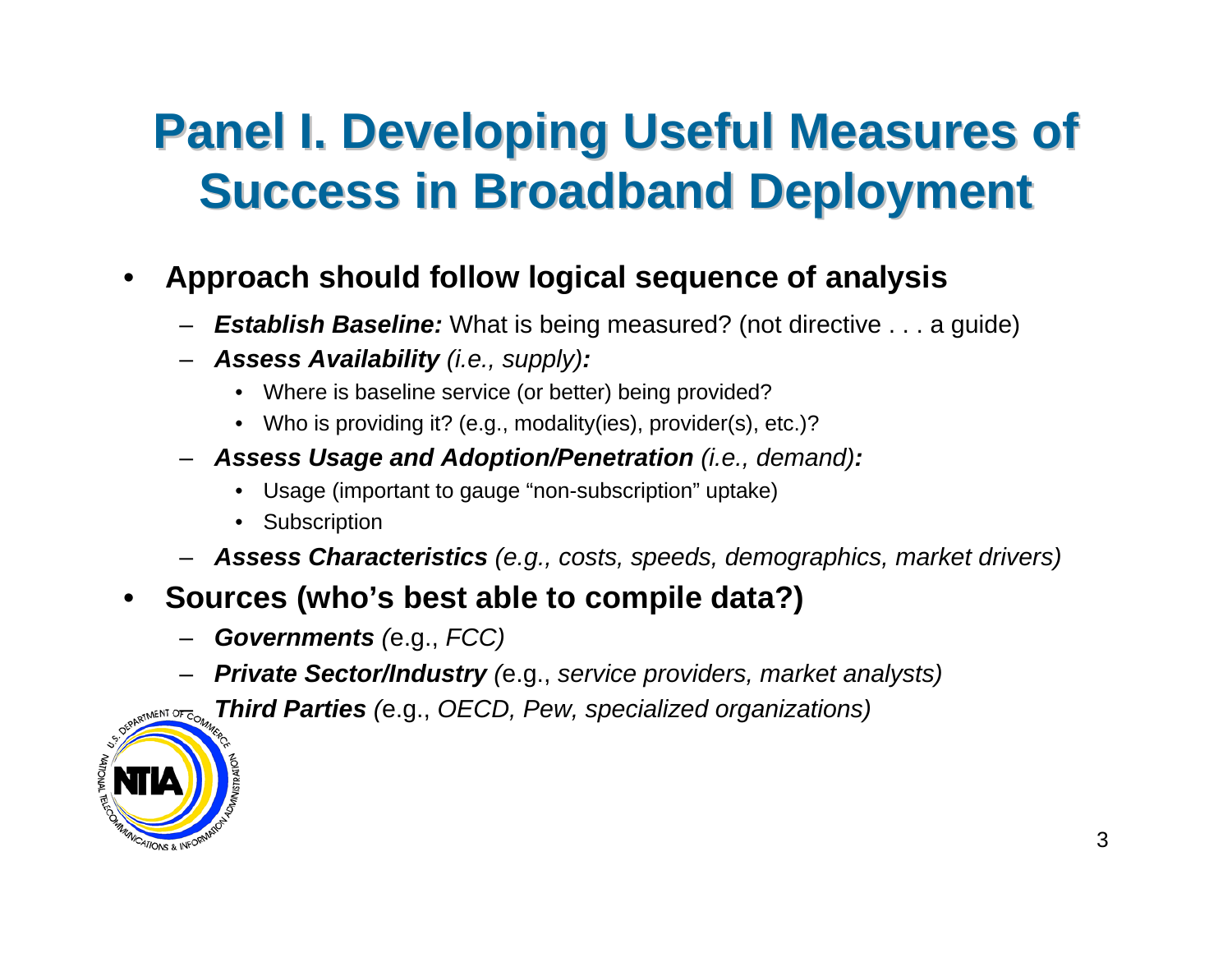# Panel I. Developing Useful Measures of Success in Broadband Deployment

- **Approach should follow logical sequence of analysis**
  - ***Establish Baseline:*** What is being measured? (not directive . . . a guide)
  - ***Assess Availability*** *(i.e., supply)**:***
    - Where is baseline service (or better) being provided?
    - Who is providing it? (e.g., modality(ies), provider(s), etc.)?
  - ***Assess Usage and Adoption/Penetration*** *(i.e., demand)**:***
    - Usage (important to gauge "non-subscription" uptake)
    - Subscription
  - ***Assess Characteristics*** *(e.g., costs, speeds, demographics, market drivers)*
- **Sources (who's best able to compile data?)**
  - ***Governments*** *(*e.g., *FCC)*
  - ***Private Sector/Industry*** *(*e.g., *service providers, market analysts)*
  - ***Third Parties*** *(*e.g., *OECD, Pew, specialized organizations)*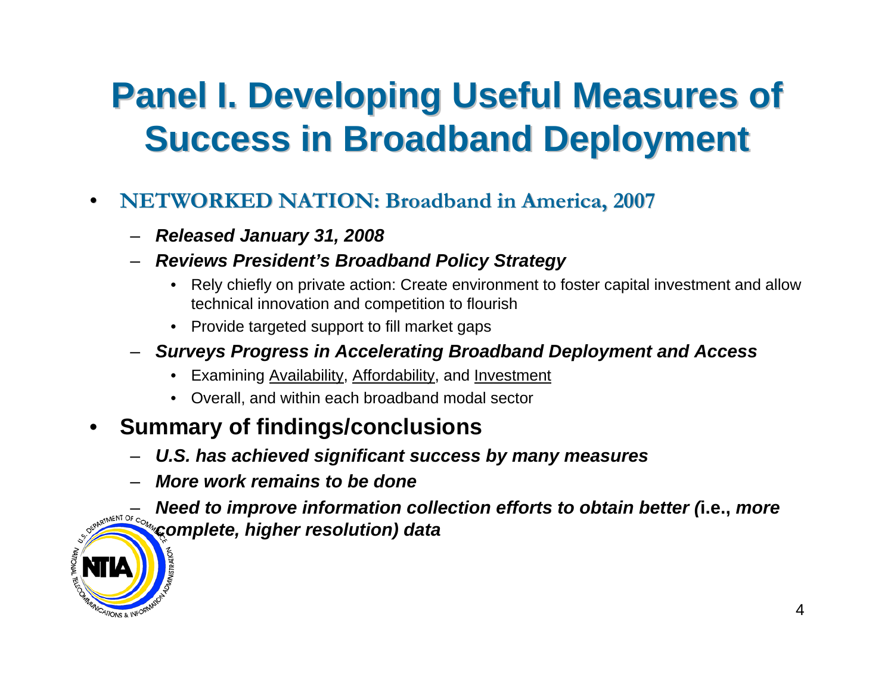# Panel I. Developing Useful Measures of Success in Broadband Deployment

- **NETWORKED NATION: Broadband in America, 2007**
  - ***Released January 31, 2008***
  - ***Reviews President's Broadband Policy Strategy***
    - Rely chiefly on private action: Create environment to foster capital investment and allow technical innovation and competition to flourish
    - Provide targeted support to fill market gaps
  - ***Surveys Progress in Accelerating Broadband Deployment and Access***
    - Examining Availability, Affordability, and Investment
    - Overall, and within each broadband modal sector
- **Summary of findings/conclusions**
  - ***U.S. has achieved significant success by many measures***
  - ***More work remains to be done***
  - ***Need to improve information collection efforts to obtain better (*i.e.*, more complete, higher resolution) data***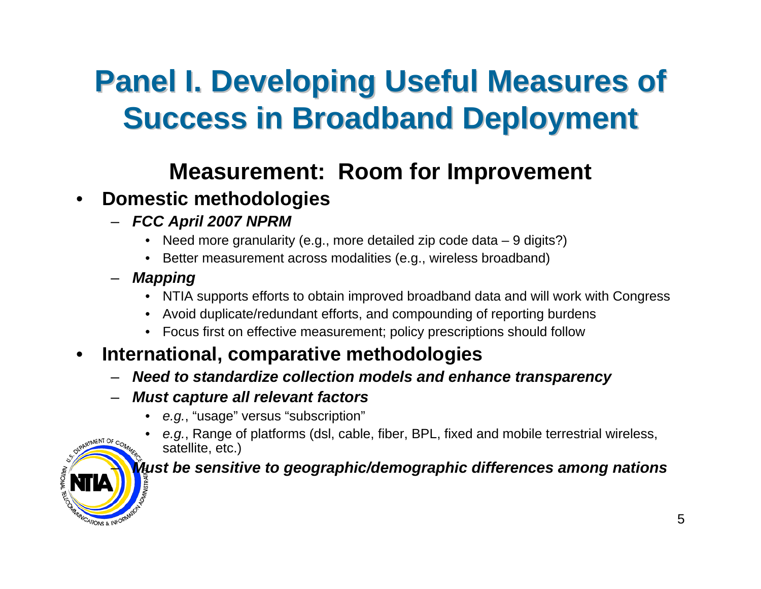# Panel I. Developing Useful Measures of Success in Broadband Deployment

## Measurement: Room for Improvement

- **Domestic methodologies**
  - ***FCC April 2007 NPRM***
    - Need more granularity (e.g., more detailed zip code data – 9 digits?)
    - Better measurement across modalities (e.g., wireless broadband)
  - ***Mapping***
    - NTIA supports efforts to obtain improved broadband data and will work with Congress
    - Avoid duplicate/redundant efforts, and compounding of reporting burdens
    - Focus first on effective measurement; policy prescriptions should follow
- **International, comparative methodologies**
  - ***Need to standardize collection models and enhance transparency***
  - ***Must capture all relevant factors***
    - *e.g.*, "usage" versus "subscription"
    - *e.g.*, Range of platforms (dsl, cable, fiber, BPL, fixed and mobile terrestrial wireless, satellite, etc.)
  - ***Must be sensitive to geographic/demographic differences among nations***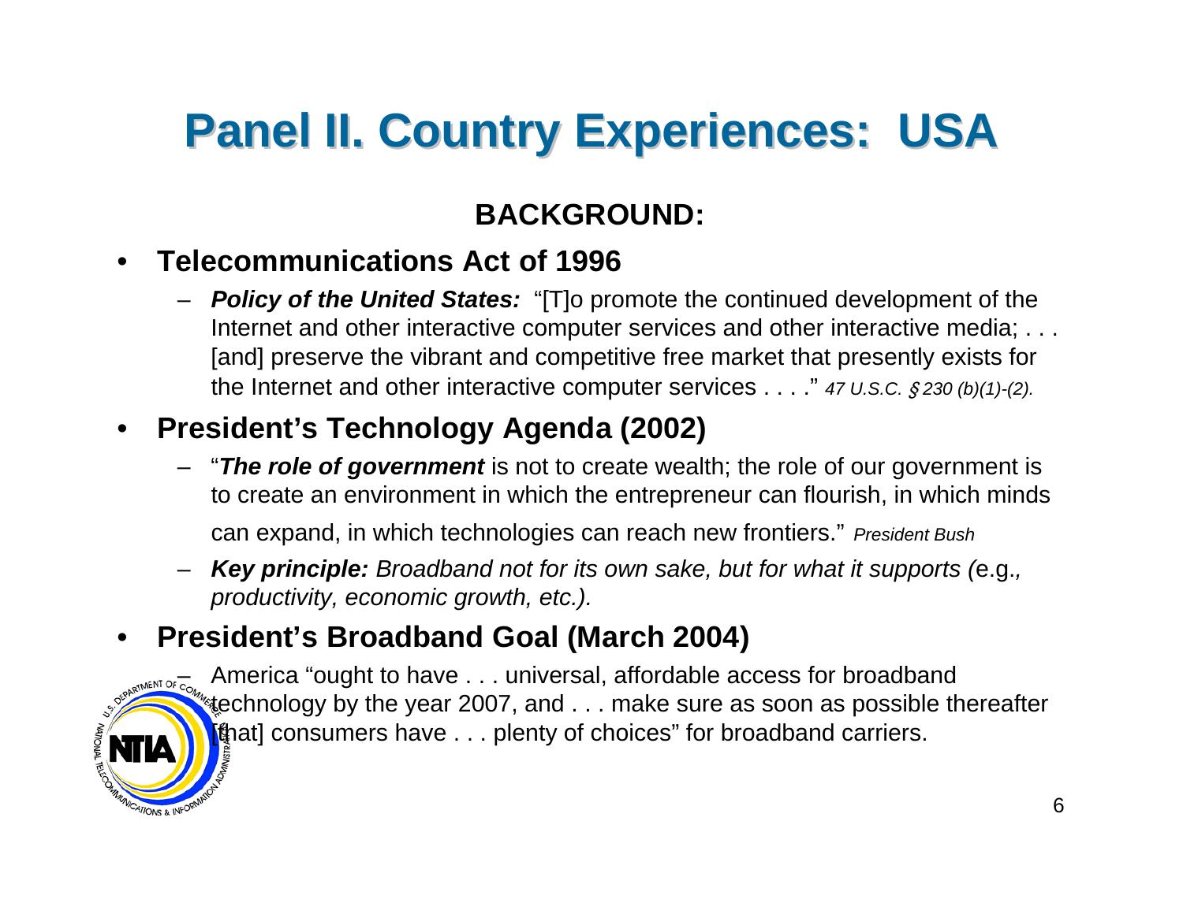# Panel II. Country Experiences: USA

## BACKGROUND:

- **Telecommunications Act of 1996**
  - ***Policy of the United States:*** "[T]o promote the continued development of the Internet and other interactive computer services and other interactive media; . . . [and] preserve the vibrant and competitive free market that presently exists for the Internet and other interactive computer services . . . ." *47 U.S.C. § 230 (b)(1)-(2).*
- **President's Technology Agenda (2002)**
  - "***The role of government*** is not to create wealth; the role of our government is to create an environment in which the entrepreneur can flourish, in which minds can expand, in which technologies can reach new frontiers." *President Bush*
  - ***Key principle:*** *Broadband not for its own sake, but for what it supports (*e.g.*, productivity, economic growth, etc.).*
- **President's Broadband Goal (March 2004)**
  - America "ought to have . . . universal, affordable access for broadband technology by the year 2007, and . . . make sure as soon as possible thereafter [that] consumers have . . . plenty of choices" for broadband carriers.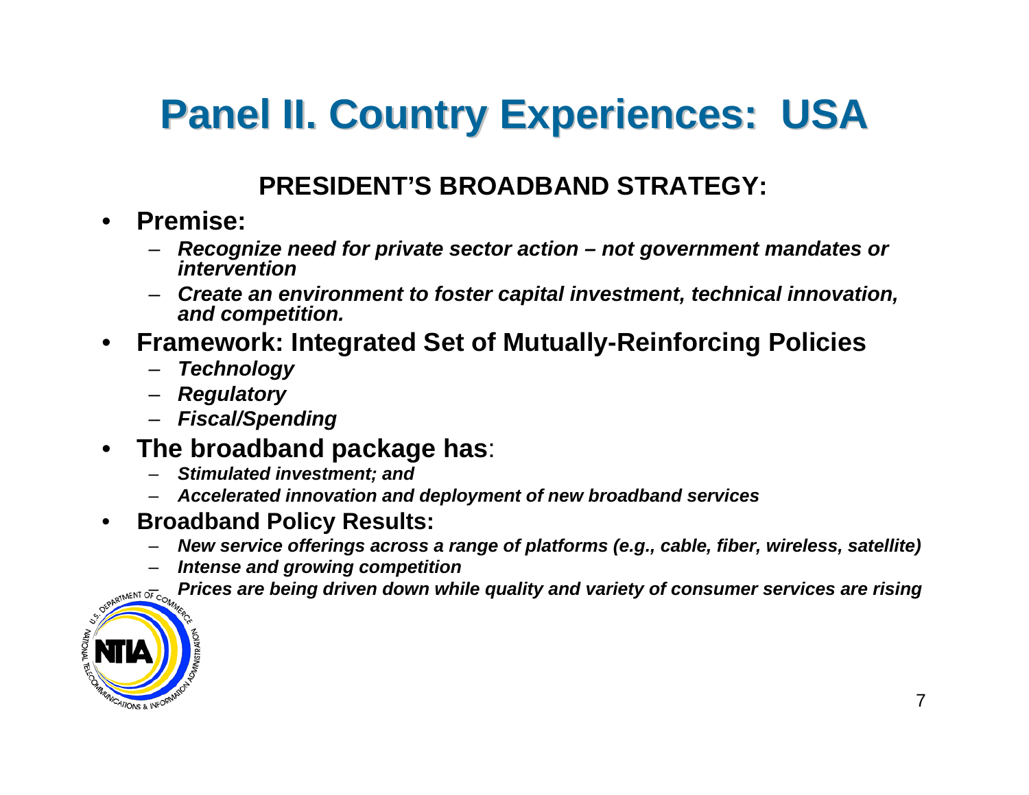# Panel II. Country Experiences: USA

## PRESIDENT'S BROADBAND STRATEGY:

- **Premise:**
  - ***Recognize need for private sector action – not government mandates or intervention***
  - ***Create an environment to foster capital investment, technical innovation, and competition.***
- **Framework: Integrated Set of Mutually-Reinforcing Policies**
  - ***Technology***
  - ***Regulatory***
  - ***Fiscal/Spending***
- **The broadband package has**:
  - ***Stimulated investment; and***
  - ***Accelerated innovation and deployment of new broadband services***
- **Broadband Policy Results:**
  - ***New service offerings across a range of platforms (e.g., cable, fiber, wireless, satellite)***
  - ***Intense and growing competition***
  - ***Prices are being driven down while quality and variety of consumer services are rising***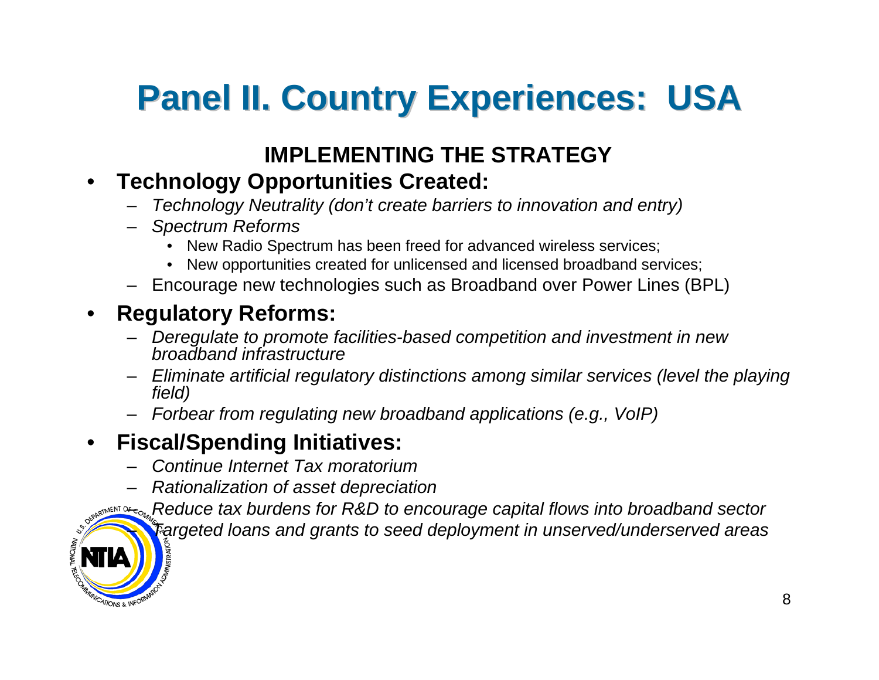# Panel II. Country Experiences: USA

## IMPLEMENTING THE STRATEGY

- **Technology Opportunities Created:**
  - *Technology Neutrality (don't create barriers to innovation and entry)*
  - *Spectrum Reforms*
    - New Radio Spectrum has been freed for advanced wireless services;
    - New opportunities created for unlicensed and licensed broadband services;
  - Encourage new technologies such as Broadband over Power Lines (BPL)
- **Regulatory Reforms:**
  - *Deregulate to promote facilities-based competition and investment in new broadband infrastructure*
  - *Eliminate artificial regulatory distinctions among similar services (level the playing field)*
  - *Forbear from regulating new broadband applications (e.g., VoIP)*
- **Fiscal/Spending Initiatives:**
  - *Continue Internet Tax moratorium*
  - *Rationalization of asset depreciation*
  - *Reduce tax burdens for R&D to encourage capital flows into broadband sector*
  - *Targeted loans and grants to seed deployment in unserved/underserved areas*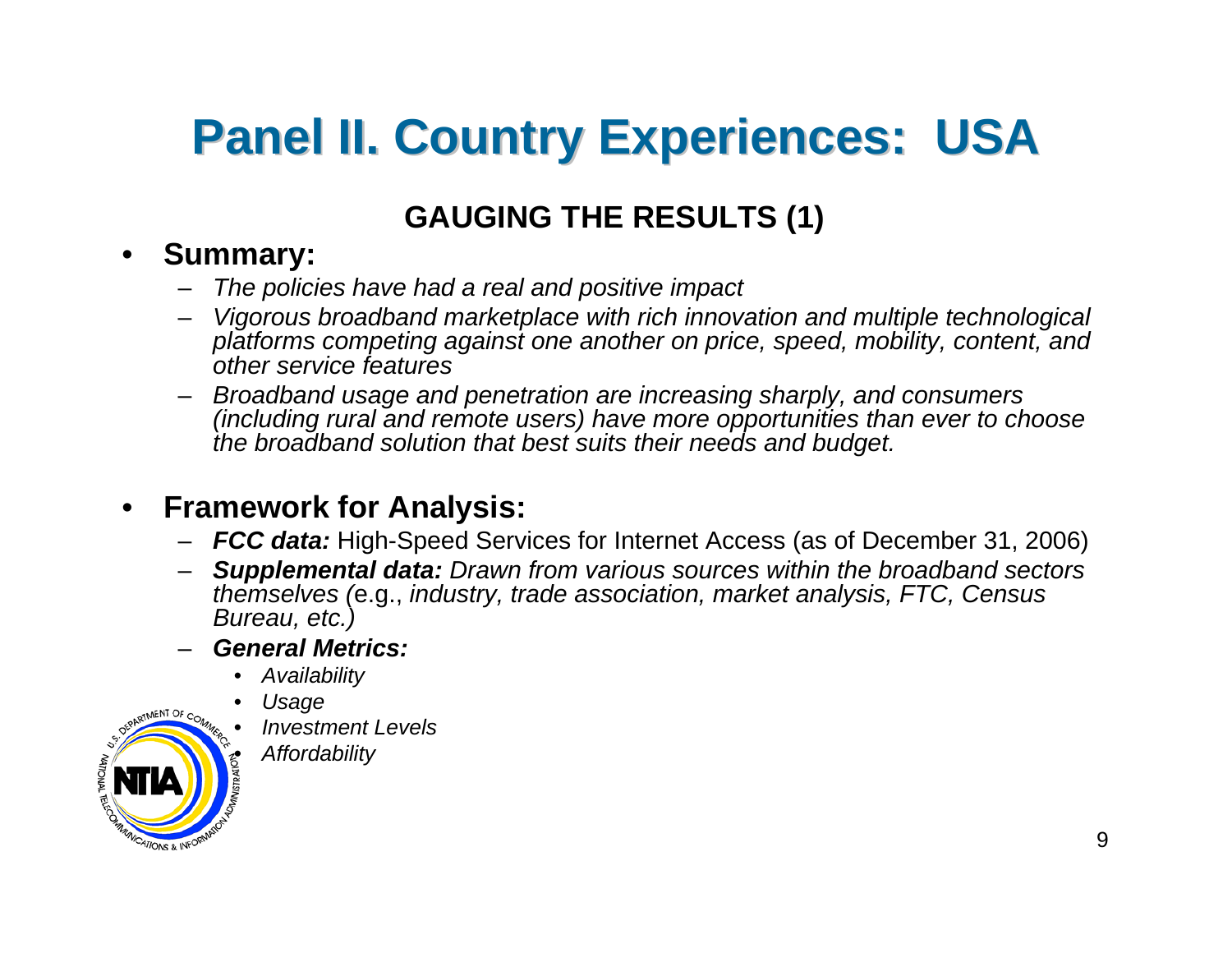# Panel II. Country Experiences: USA

## GAUGING THE RESULTS (1)

- **Summary:**
  - *The policies have had a real and positive impact*
  - *Vigorous broadband marketplace with rich innovation and multiple technological platforms competing against one another on price, speed, mobility, content, and other service features*
  - *Broadband usage and penetration are increasing sharply, and consumers (including rural and remote users) have more opportunities than ever to choose the broadband solution that best suits their needs and budget.*

- **Framework for Analysis:**
  - ***FCC data:*** High-Speed Services for Internet Access (as of December 31, 2006)
  - ***Supplemental data:*** *Drawn from various sources within the broadband sectors themselves (*e.g.*, industry, trade association, market analysis, FTC, Census Bureau, etc.)*
  - ***General Metrics:***
    - *Availability*
    - *Usage*
    - *Investment Levels*
    - *Affordability*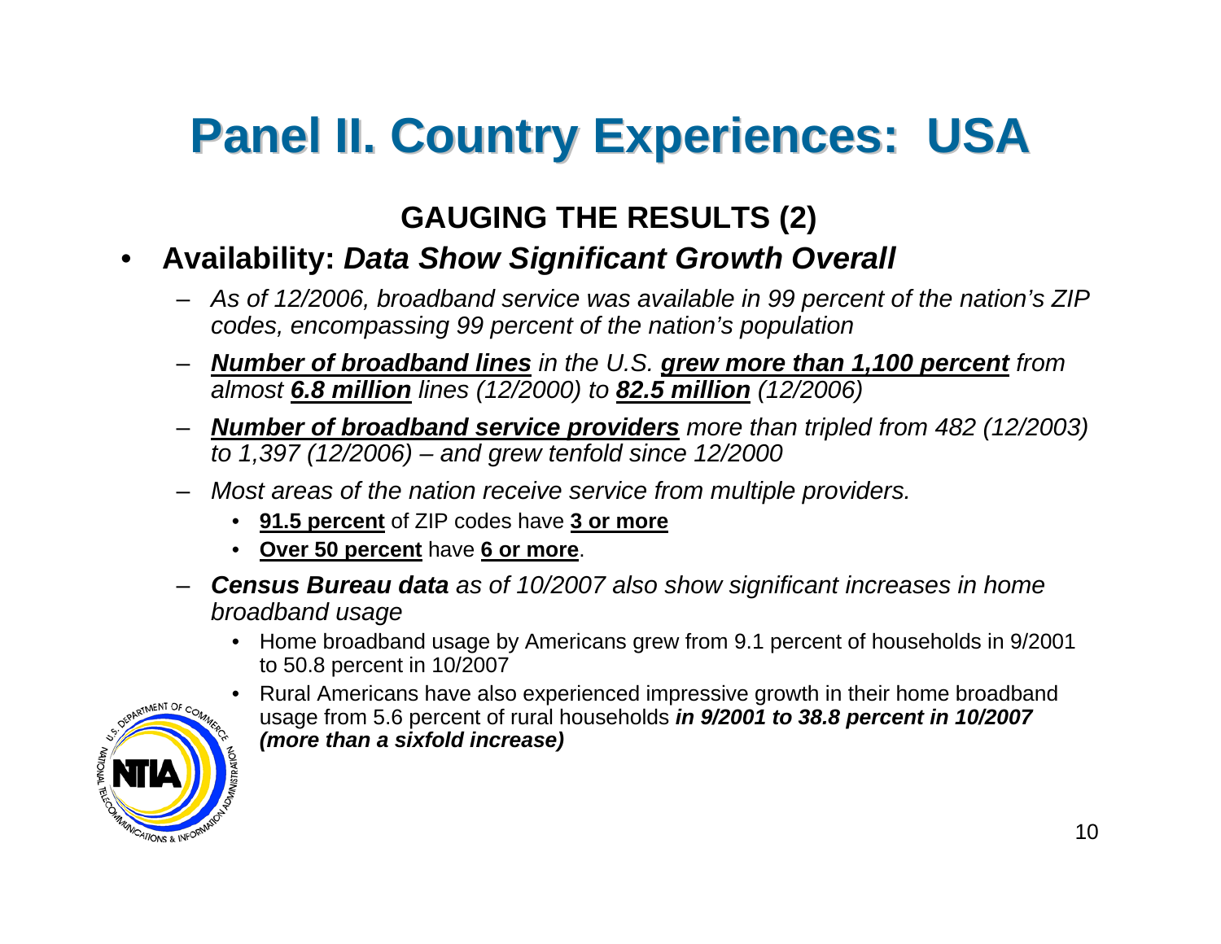# Panel II. Country Experiences: USA

## GAUGING THE RESULTS (2)

- **Availability:** ***Data Show Significant Growth Overall***
  - *As of 12/2006, broadband service was available in 99 percent of the nation's ZIP codes, encompassing 99 percent of the nation's population*
  - ***Number of broadband lines*** *in the U.S.* ***grew more than 1,100 percent*** *from almost* ***6.8 million*** *lines (12/2000) to* ***82.5 million*** *(12/2006)*
  - ***Number of broadband service providers*** *more than tripled from 482 (12/2003) to 1,397 (12/2006) – and grew tenfold since 12/2000*
  - *Most areas of the nation receive service from multiple providers.*
    - **91.5 percent** of ZIP codes have **3 or more**
    - **Over 50 percent** have **6 or more**.
  - ***Census Bureau data*** *as of 10/2007 also show significant increases in home broadband usage*
    - Home broadband usage by Americans grew from 9.1 percent of households in 9/2001 to 50.8 percent in 10/2007
    - Rural Americans have also experienced impressive growth in their home broadband usage from 5.6 percent of rural households ***in 9/2001 to 38.8 percent in 10/2007 (more than a sixfold increase)***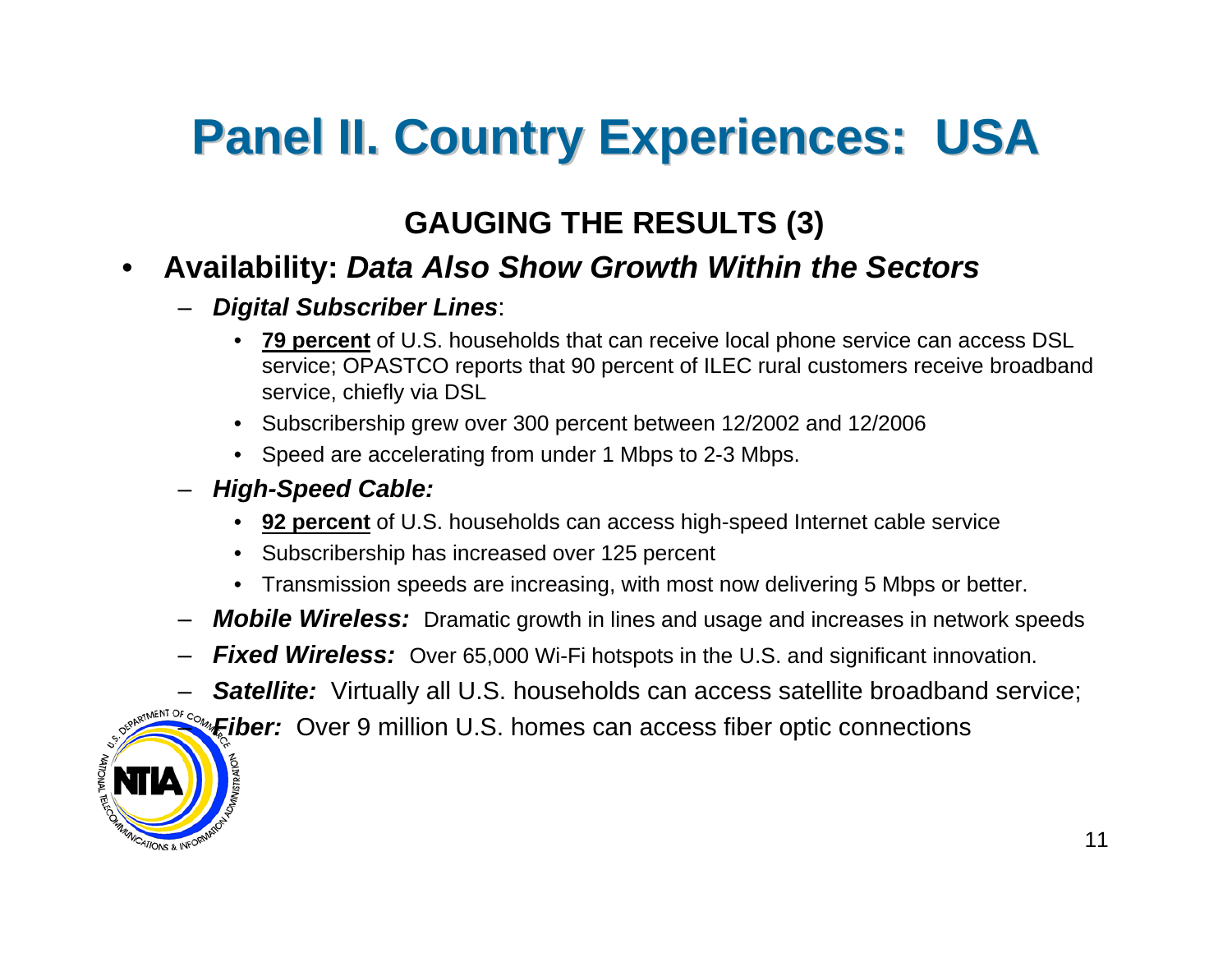# Panel II. Country Experiences: USA

## GAUGING THE RESULTS (3)

- **Availability:** ***Data Also Show Growth Within the Sectors***
  - ***Digital Subscriber Lines***:
    - **79 percent** of U.S. households that can receive local phone service can access DSL service; OPASTCO reports that 90 percent of ILEC rural customers receive broadband service, chiefly via DSL
    - Subscribership grew over 300 percent between 12/2002 and 12/2006
    - Speed are accelerating from under 1 Mbps to 2-3 Mbps.
  - ***High-Speed Cable:***
    - **92 percent** of U.S. households can access high-speed Internet cable service
    - Subscribership has increased over 125 percent
    - Transmission speeds are increasing, with most now delivering 5 Mbps or better.
  - ***Mobile Wireless:*** Dramatic growth in lines and usage and increases in network speeds
  - ***Fixed Wireless:*** Over 65,000 Wi-Fi hotspots in the U.S. and significant innovation.
  - ***Satellite:*** Virtually all U.S. households can access satellite broadband service;
  - ***Fiber:*** Over 9 million U.S. homes can access fiber optic connections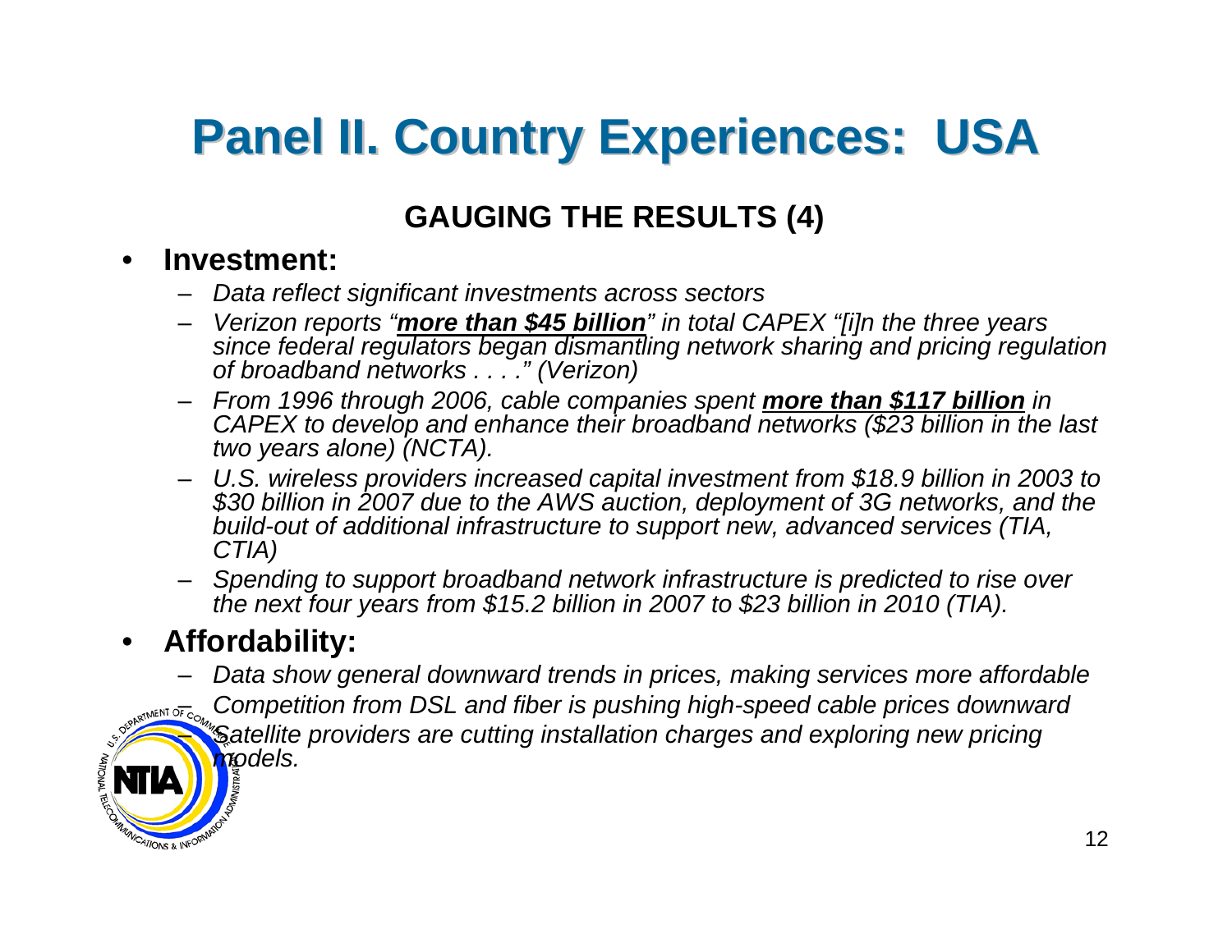# Panel II. Country Experiences: USA

## GAUGING THE RESULTS (4)

- **Investment:**
  - *Data reflect significant investments across sectors*
  - *Verizon reports "**more than $45 billion**" in total CAPEX "[i]n the three years since federal regulators began dismantling network sharing and pricing regulation of broadband networks . . . ." (Verizon)*
  - *From 1996 through 2006, cable companies spent **more than $117 billion** in CAPEX to develop and enhance their broadband networks ($23 billion in the last two years alone) (NCTA).*
  - *U.S. wireless providers increased capital investment from $18.9 billion in 2003 to $30 billion in 2007 due to the AWS auction, deployment of 3G networks, and the build-out of additional infrastructure to support new, advanced services (TIA, CTIA)*
  - *Spending to support broadband network infrastructure is predicted to rise over the next four years from $15.2 billion in 2007 to $23 billion in 2010 (TIA).*
- **Affordability:**
  - *Data show general downward trends in prices, making services more affordable*
  - *Competition from DSL and fiber is pushing high-speed cable prices downward*
  - *Satellite providers are cutting installation charges and exploring new pricing models.*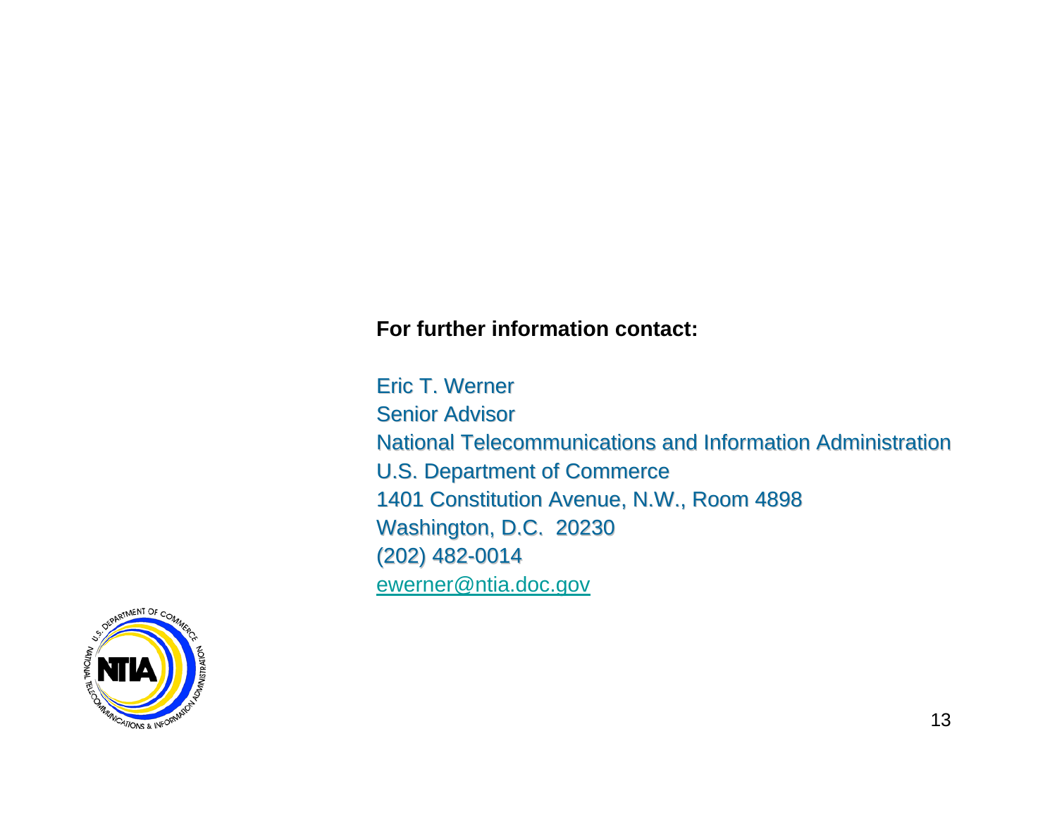**For further information contact:**

Eric T. Werner
Senior Advisor
National Telecommunications and Information Administration
U.S. Department of Commerce
1401 Constitution Avenue, N.W., Room 4898
Washington, D.C. 20230
(202) 482-0014
ewerner@ntia.doc.gov